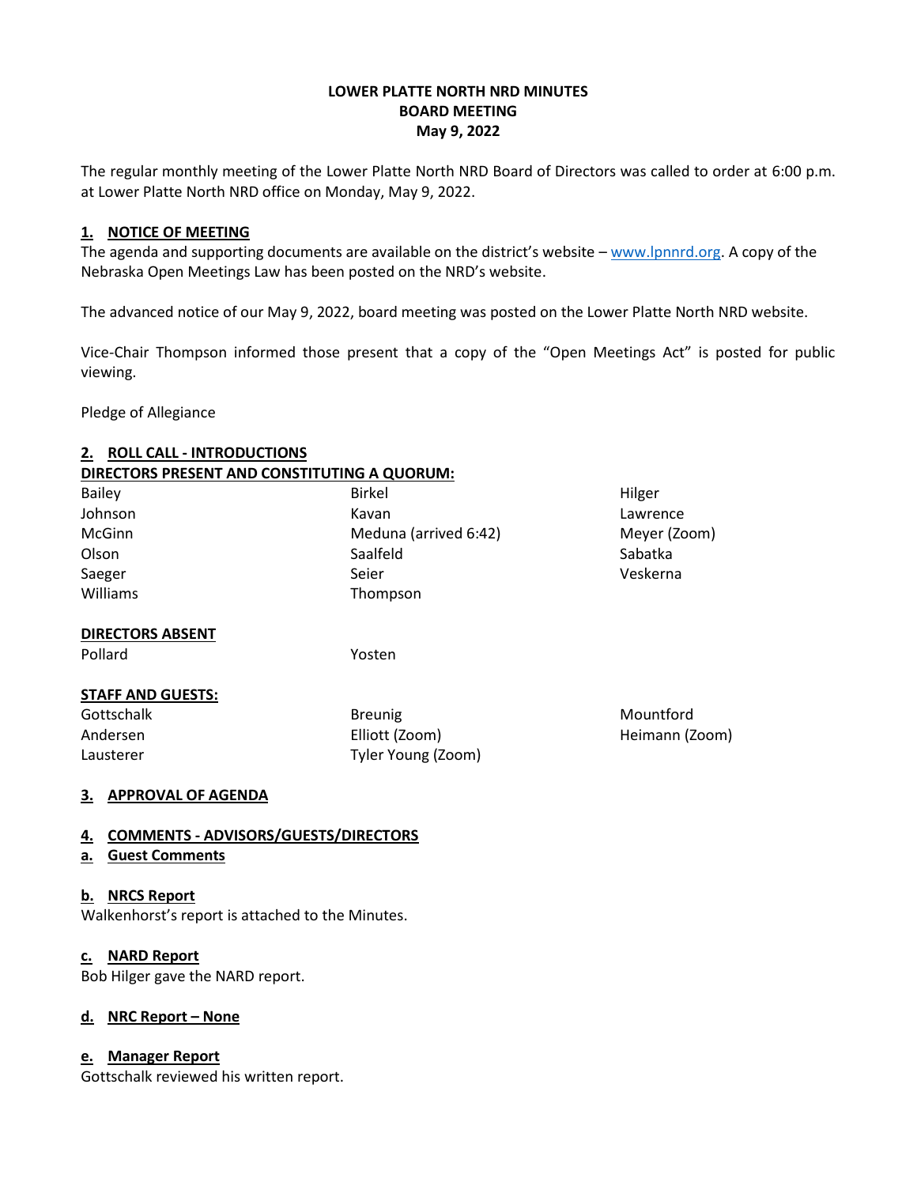# LOWER PLATTE NORTH NRD MINUTES
## BOARD MEETING
## May 9, 2022

The regular monthly meeting of the Lower Platte North NRD Board of Directors was called to order at 6:00 p.m. at Lower Platte North NRD office on Monday, May 9, 2022.

### 1. NOTICE OF MEETING

The agenda and supporting documents are available on the district's website – www.lpnnrd.org. A copy of the Nebraska Open Meetings Law has been posted on the NRD's website.

The advanced notice of our May 9, 2022, board meeting was posted on the Lower Platte North NRD website.

Vice-Chair Thompson informed those present that a copy of the "Open Meetings Act" is posted for public viewing.

Pledge of Allegiance

### 2. ROLL CALL - INTRODUCTIONS

**DIRECTORS PRESENT AND CONSTITUTING A QUORUM:**

| | | |
|---|---|---|
| Bailey | Birkel | Hilger |
| Johnson | Kavan | Lawrence |
| McGinn | Meduna (arrived 6:42) | Meyer (Zoom) |
| Olson | Saalfeld | Sabatka |
| Saeger | Seier | Veskerna |
| Williams | Thompson | |

**DIRECTORS ABSENT**

| | |
|---|---|
| Pollard | Yosten |

**STAFF AND GUESTS:**

| | | |
|---|---|---|
| Gottschalk | Breunig | Mountford |
| Andersen | Elliott (Zoom) | Heimann (Zoom) |
| Lausterer | Tyler Young (Zoom) | |

### 3. APPROVAL OF AGENDA

### 4. COMMENTS - ADVISORS/GUESTS/DIRECTORS

#### a. Guest Comments

#### b. NRCS Report

Walkenhorst's report is attached to the Minutes.

#### c. NARD Report

Bob Hilger gave the NARD report.

#### d. NRC Report – None

#### e. Manager Report

Gottschalk reviewed his written report.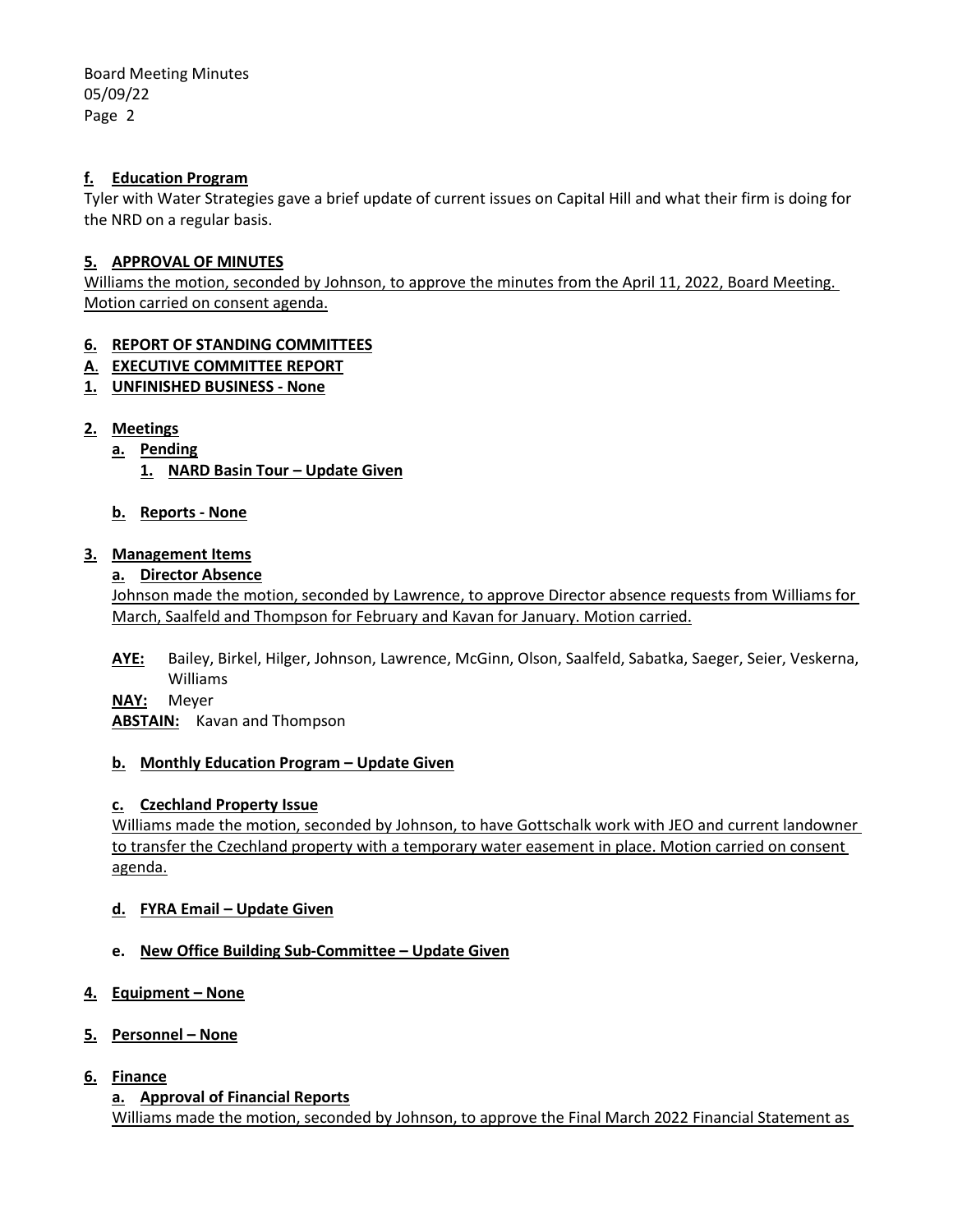**f. Education Program**

Tyler with Water Strategies gave a brief update of current issues on Capital Hill and what their firm is doing for the NRD on a regular basis.

**5. APPROVAL OF MINUTES**

Williams the motion, seconded by Johnson, to approve the minutes from the April 11, 2022, Board Meeting. Motion carried on consent agenda.

**6. REPORT OF STANDING COMMITTEES**

**A. EXECUTIVE COMMITTEE REPORT**

**1. UNFINISHED BUSINESS - None**

**2. Meetings**

- **a. Pending**
  - **1. NARD Basin Tour – Update Given**
- **b. Reports - None**

**3. Management Items**

**a. Director Absence**

Johnson made the motion, seconded by Lawrence, to approve Director absence requests from Williams for March, Saalfeld and Thompson for February and Kavan for January. Motion carried.

**AYE:** Bailey, Birkel, Hilger, Johnson, Lawrence, McGinn, Olson, Saalfeld, Sabatka, Saeger, Seier, Veskerna, Williams

**NAY:** Meyer

**ABSTAIN:** Kavan and Thompson

**b. Monthly Education Program – Update Given**

**c. Czechland Property Issue**

Williams made the motion, seconded by Johnson, to have Gottschalk work with JEO and current landowner to transfer the Czechland property with a temporary water easement in place. Motion carried on consent agenda.

**d. FYRA Email – Update Given**

**e. New Office Building Sub-Committee – Update Given**

**4. Equipment – None**

**5. Personnel – None**

**6. Finance**

**a. Approval of Financial Reports**

Williams made the motion, seconded by Johnson, to approve the Final March 2022 Financial Statement as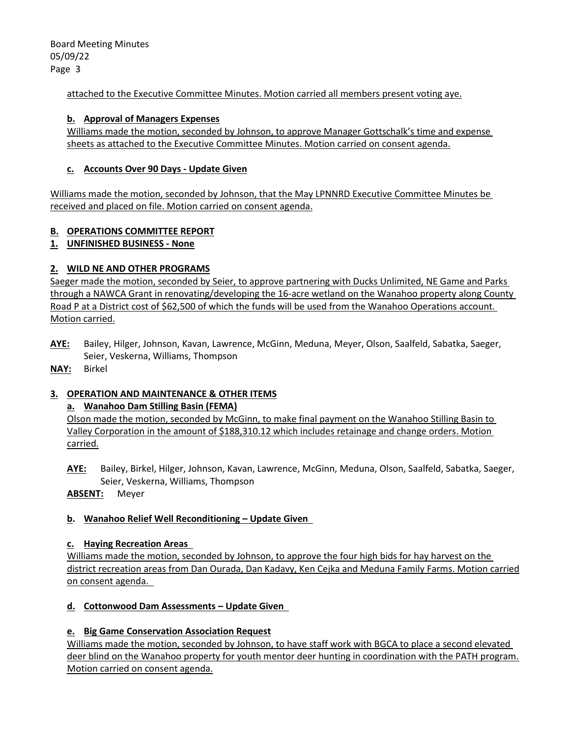attached to the Executive Committee Minutes. Motion carried all members present voting aye.

**b. Approval of Managers Expenses**

Williams made the motion, seconded by Johnson, to approve Manager Gottschalk's time and expense sheets as attached to the Executive Committee Minutes. Motion carried on consent agenda.

**c. Accounts Over 90 Days - Update Given**

Williams made the motion, seconded by Johnson, that the May LPNNRD Executive Committee Minutes be received and placed on file. Motion carried on consent agenda.

## B. OPERATIONS COMMITTEE REPORT

### 1. UNFINISHED BUSINESS - None

### 2. WILD NE AND OTHER PROGRAMS

Saeger made the motion, seconded by Seier, to approve partnering with Ducks Unlimited, NE Game and Parks through a NAWCA Grant in renovating/developing the 16-acre wetland on the Wanahoo property along County Road P at a District cost of $62,500 of which the funds will be used from the Wanahoo Operations account. Motion carried.

**AYE:** Bailey, Hilger, Johnson, Kavan, Lawrence, McGinn, Meduna, Meyer, Olson, Saalfeld, Sabatka, Saeger, Seier, Veskerna, Williams, Thompson

**NAY:** Birkel

### 3. OPERATION AND MAINTENANCE & OTHER ITEMS

**a. Wanahoo Dam Stilling Basin (FEMA)**

Olson made the motion, seconded by McGinn, to make final payment on the Wanahoo Stilling Basin to Valley Corporation in the amount of $188,310.12 which includes retainage and change orders. Motion carried.

**AYE:** Bailey, Birkel, Hilger, Johnson, Kavan, Lawrence, McGinn, Meduna, Olson, Saalfeld, Sabatka, Saeger, Seier, Veskerna, Williams, Thompson

**ABSENT:** Meyer

**b. Wanahoo Relief Well Reconditioning – Update Given**

**c. Haying Recreation Areas**

Williams made the motion, seconded by Johnson, to approve the four high bids for hay harvest on the district recreation areas from Dan Ourada, Dan Kadavy, Ken Cejka and Meduna Family Farms. Motion carried on consent agenda.

**d. Cottonwood Dam Assessments – Update Given**

**e. Big Game Conservation Association Request**

Williams made the motion, seconded by Johnson, to have staff work with BGCA to place a second elevated deer blind on the Wanahoo property for youth mentor deer hunting in coordination with the PATH program. Motion carried on consent agenda.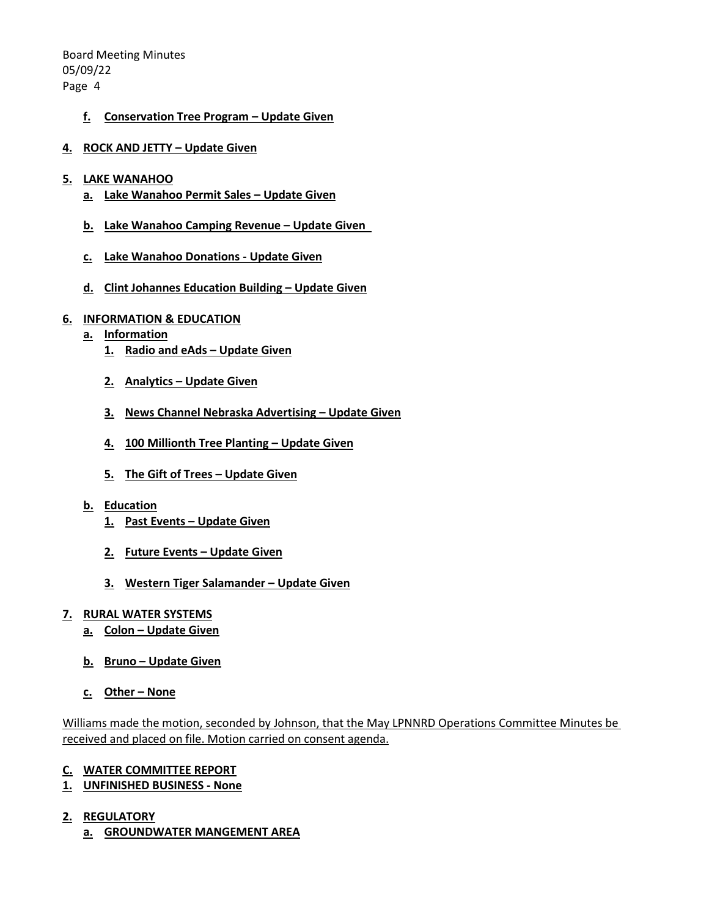**f. Conservation Tree Program – Update Given**

**4. ROCK AND JETTY – Update Given**

**5. LAKE WANAHOO**

**a. Lake Wanahoo Permit Sales – Update Given**

**b. Lake Wanahoo Camping Revenue – Update Given**

**c. Lake Wanahoo Donations - Update Given**

**d. Clint Johannes Education Building – Update Given**

**6. INFORMATION & EDUCATION**

**a. Information**

**1. Radio and eAds – Update Given**

**2. Analytics – Update Given**

**3. News Channel Nebraska Advertising – Update Given**

**4. 100 Millionth Tree Planting – Update Given**

**5. The Gift of Trees – Update Given**

**b. Education**

**1. Past Events – Update Given**

**2. Future Events – Update Given**

**3. Western Tiger Salamander – Update Given**

**7. RURAL WATER SYSTEMS**

**a. Colon – Update Given**

**b. Bruno – Update Given**

**c. Other – None**

Williams made the motion, seconded by Johnson, that the May LPNNRD Operations Committee Minutes be received and placed on file. Motion carried on consent agenda.

**C. WATER COMMITTEE REPORT**

**1. UNFINISHED BUSINESS - None**

**2. REGULATORY**

**a. GROUNDWATER MANGEMENT AREA**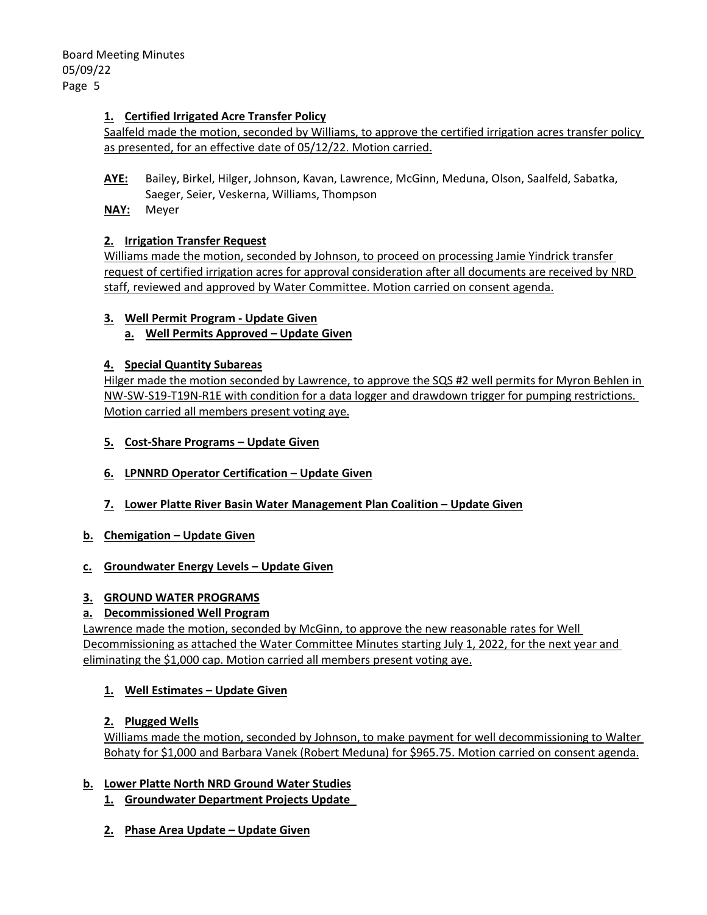**1. Certified Irrigated Acre Transfer Policy**

Saalfeld made the motion, seconded by Williams, to approve the certified irrigation acres transfer policy as presented, for an effective date of 05/12/22. Motion carried.

**AYE:** Bailey, Birkel, Hilger, Johnson, Kavan, Lawrence, McGinn, Meduna, Olson, Saalfeld, Sabatka, Saeger, Seier, Veskerna, Williams, Thompson

**NAY:** Meyer

**2. Irrigation Transfer Request**

Williams made the motion, seconded by Johnson, to proceed on processing Jamie Yindrick transfer request of certified irrigation acres for approval consideration after all documents are received by NRD staff, reviewed and approved by Water Committee. Motion carried on consent agenda.

**3. Well Permit Program - Update Given**

**a. Well Permits Approved – Update Given**

**4. Special Quantity Subareas**

Hilger made the motion seconded by Lawrence, to approve the SQS #2 well permits for Myron Behlen in NW-SW-S19-T19N-R1E with condition for a data logger and drawdown trigger for pumping restrictions. Motion carried all members present voting aye.

**5. Cost-Share Programs – Update Given**

**6. LPNNRD Operator Certification – Update Given**

**7. Lower Platte River Basin Water Management Plan Coalition – Update Given**

**b. Chemigation – Update Given**

**c. Groundwater Energy Levels – Update Given**

**3. GROUND WATER PROGRAMS**

**a. Decommissioned Well Program**

Lawrence made the motion, seconded by McGinn, to approve the new reasonable rates for Well Decommissioning as attached the Water Committee Minutes starting July 1, 2022, for the next year and eliminating the $1,000 cap. Motion carried all members present voting aye.

**1. Well Estimates – Update Given**

**2. Plugged Wells**

Williams made the motion, seconded by Johnson, to make payment for well decommissioning to Walter Bohaty for $1,000 and Barbara Vanek (Robert Meduna) for $965.75. Motion carried on consent agenda.

**b. Lower Platte North NRD Ground Water Studies**

**1. Groundwater Department Projects Update**

**2. Phase Area Update – Update Given**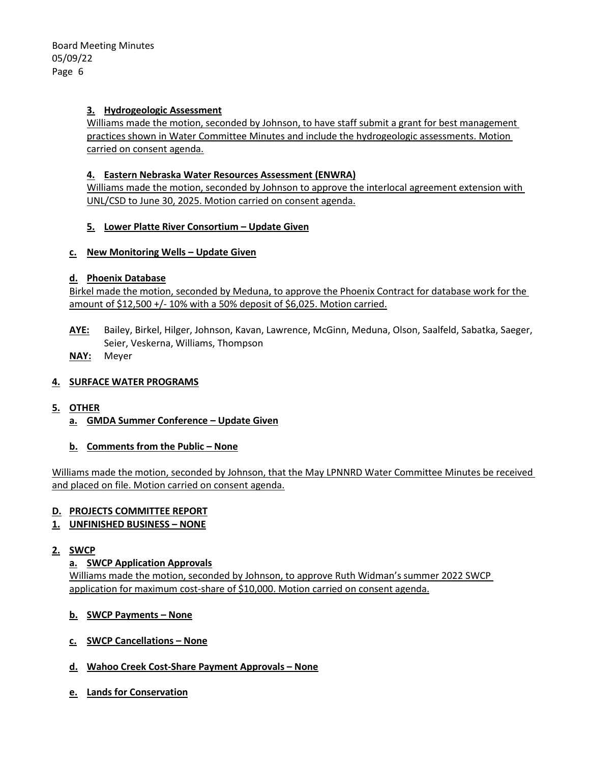**3. Hydrogeologic Assessment**

Williams made the motion, seconded by Johnson, to have staff submit a grant for best management practices shown in Water Committee Minutes and include the hydrogeologic assessments. Motion carried on consent agenda.

**4. Eastern Nebraska Water Resources Assessment (ENWRA)**

Williams made the motion, seconded by Johnson to approve the interlocal agreement extension with UNL/CSD to June 30, 2025. Motion carried on consent agenda.

**5. Lower Platte River Consortium – Update Given**

**c. New Monitoring Wells – Update Given**

**d. Phoenix Database**

Birkel made the motion, seconded by Meduna, to approve the Phoenix Contract for database work for the amount of $12,500 +/- 10% with a 50% deposit of $6,025. Motion carried.

**AYE:** Bailey, Birkel, Hilger, Johnson, Kavan, Lawrence, McGinn, Meduna, Olson, Saalfeld, Sabatka, Saeger, Seier, Veskerna, Williams, Thompson

**NAY:** Meyer

**4. SURFACE WATER PROGRAMS**

**5. OTHER**

**a. GMDA Summer Conference – Update Given**

**b. Comments from the Public – None**

Williams made the motion, seconded by Johnson, that the May LPNNRD Water Committee Minutes be received and placed on file. Motion carried on consent agenda.

**D. PROJECTS COMMITTEE REPORT**

**1. UNFINISHED BUSINESS – NONE**

**2. SWCP**

**a. SWCP Application Approvals**

Williams made the motion, seconded by Johnson, to approve Ruth Widman's summer 2022 SWCP application for maximum cost-share of $10,000. Motion carried on consent agenda.

**b. SWCP Payments – None**

**c. SWCP Cancellations – None**

**d. Wahoo Creek Cost-Share Payment Approvals – None**

**e. Lands for Conservation**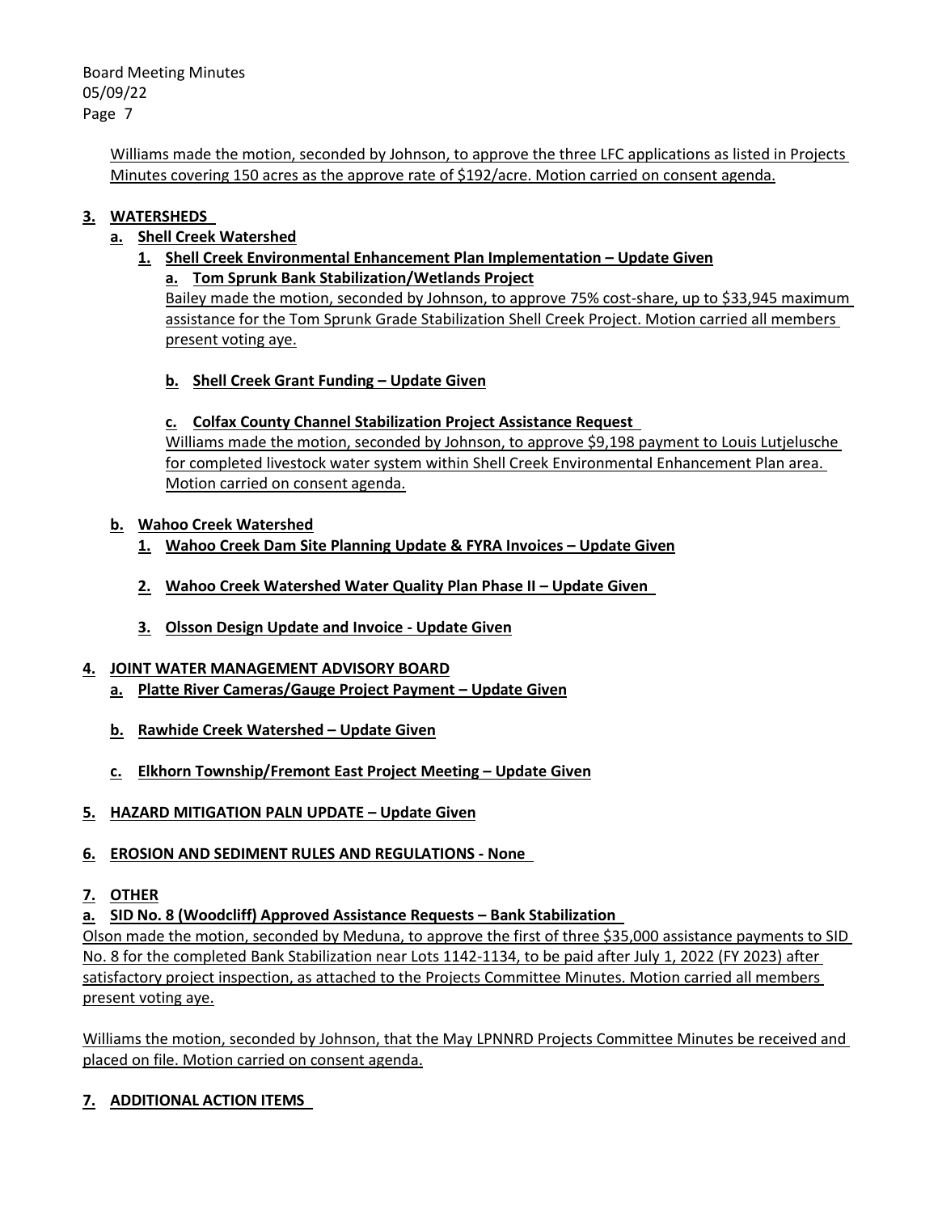Williams made the motion, seconded by Johnson, to approve the three LFC applications as listed in Projects Minutes covering 150 acres as the approve rate of $192/acre. Motion carried on consent agenda.

**3. WATERSHEDS**

**a. Shell Creek Watershed**

**1. Shell Creek Environmental Enhancement Plan Implementation – Update Given**

**a. Tom Sprunk Bank Stabilization/Wetlands Project**

Bailey made the motion, seconded by Johnson, to approve 75% cost-share, up to $33,945 maximum assistance for the Tom Sprunk Grade Stabilization Shell Creek Project. Motion carried all members present voting aye.

**b. Shell Creek Grant Funding – Update Given**

**c. Colfax County Channel Stabilization Project Assistance Request**

Williams made the motion, seconded by Johnson, to approve $9,198 payment to Louis Lutjelusche for completed livestock water system within Shell Creek Environmental Enhancement Plan area. Motion carried on consent agenda.

**b. Wahoo Creek Watershed**

**1. Wahoo Creek Dam Site Planning Update & FYRA Invoices – Update Given**

**2. Wahoo Creek Watershed Water Quality Plan Phase II – Update Given**

**3. Olsson Design Update and Invoice - Update Given**

**4. JOINT WATER MANAGEMENT ADVISORY BOARD**

**a. Platte River Cameras/Gauge Project Payment – Update Given**

**b. Rawhide Creek Watershed – Update Given**

**c. Elkhorn Township/Fremont East Project Meeting – Update Given**

**5. HAZARD MITIGATION PALN UPDATE – Update Given**

**6. EROSION AND SEDIMENT RULES AND REGULATIONS - None**

**7. OTHER**

**a. SID No. 8 (Woodcliff) Approved Assistance Requests – Bank Stabilization**

Olson made the motion, seconded by Meduna, to approve the first of three $35,000 assistance payments to SID No. 8 for the completed Bank Stabilization near Lots 1142-1134, to be paid after July 1, 2022 (FY 2023) after satisfactory project inspection, as attached to the Projects Committee Minutes. Motion carried all members present voting aye.

Williams the motion, seconded by Johnson, that the May LPNNRD Projects Committee Minutes be received and placed on file. Motion carried on consent agenda.

**7. ADDITIONAL ACTION ITEMS**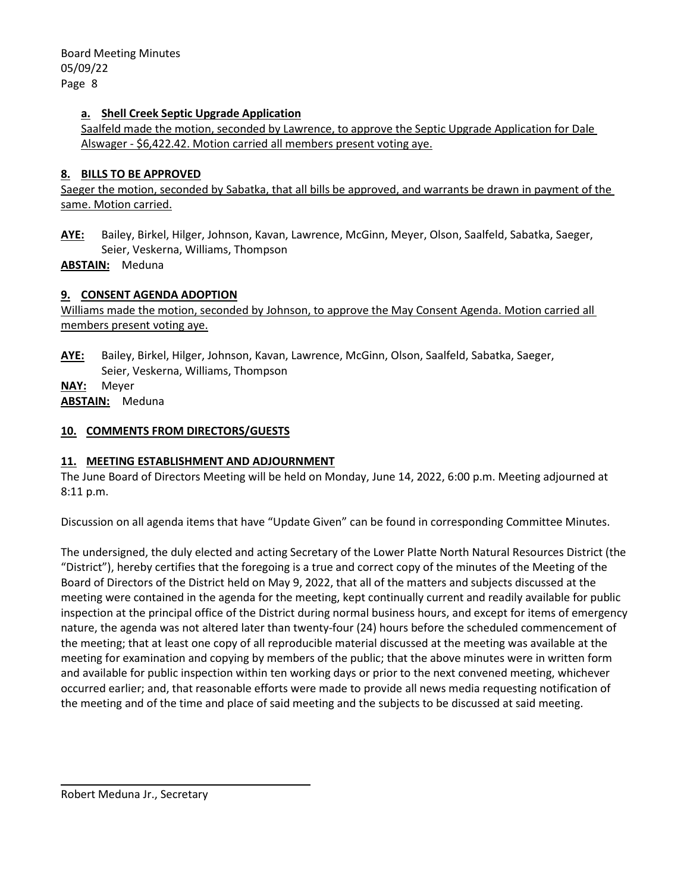**a. Shell Creek Septic Upgrade Application**

Saalfeld made the motion, seconded by Lawrence, to approve the Septic Upgrade Application for Dale Alswager - $6,422.42. Motion carried all members present voting aye.

## 8. BILLS TO BE APPROVED

Saeger the motion, seconded by Sabatka, that all bills be approved, and warrants be drawn in payment of the same. Motion carried.

**AYE:** Bailey, Birkel, Hilger, Johnson, Kavan, Lawrence, McGinn, Meyer, Olson, Saalfeld, Sabatka, Saeger, Seier, Veskerna, Williams, Thompson

**ABSTAIN:** Meduna

## 9. CONSENT AGENDA ADOPTION

Williams made the motion, seconded by Johnson, to approve the May Consent Agenda. Motion carried all members present voting aye.

**AYE:** Bailey, Birkel, Hilger, Johnson, Kavan, Lawrence, McGinn, Olson, Saalfeld, Sabatka, Saeger, Seier, Veskerna, Williams, Thompson

**NAY:** Meyer

**ABSTAIN:** Meduna

## 10. COMMENTS FROM DIRECTORS/GUESTS

## 11. MEETING ESTABLISHMENT AND ADJOURNMENT

The June Board of Directors Meeting will be held on Monday, June 14, 2022, 6:00 p.m. Meeting adjourned at 8:11 p.m.

Discussion on all agenda items that have "Update Given" can be found in corresponding Committee Minutes.

The undersigned, the duly elected and acting Secretary of the Lower Platte North Natural Resources District (the "District"), hereby certifies that the foregoing is a true and correct copy of the minutes of the Meeting of the Board of Directors of the District held on May 9, 2022, that all of the matters and subjects discussed at the meeting were contained in the agenda for the meeting, kept continually current and readily available for public inspection at the principal office of the District during normal business hours, and except for items of emergency nature, the agenda was not altered later than twenty-four (24) hours before the scheduled commencement of the meeting; that at least one copy of all reproducible material discussed at the meeting was available at the meeting for examination and copying by members of the public; that the above minutes were in written form and available for public inspection within ten working days or prior to the next convened meeting, whichever occurred earlier; and, that reasonable efforts were made to provide all news media requesting notification of the meeting and of the time and place of said meeting and the subjects to be discussed at said meeting.

\_\_\_\_\_\_\_\_\_\_\_\_\_\_\_\_\_\_\_\_\_\_\_\_\_\_\_\_\_\_\_\_\_\_\_\_

Robert Meduna Jr., Secretary